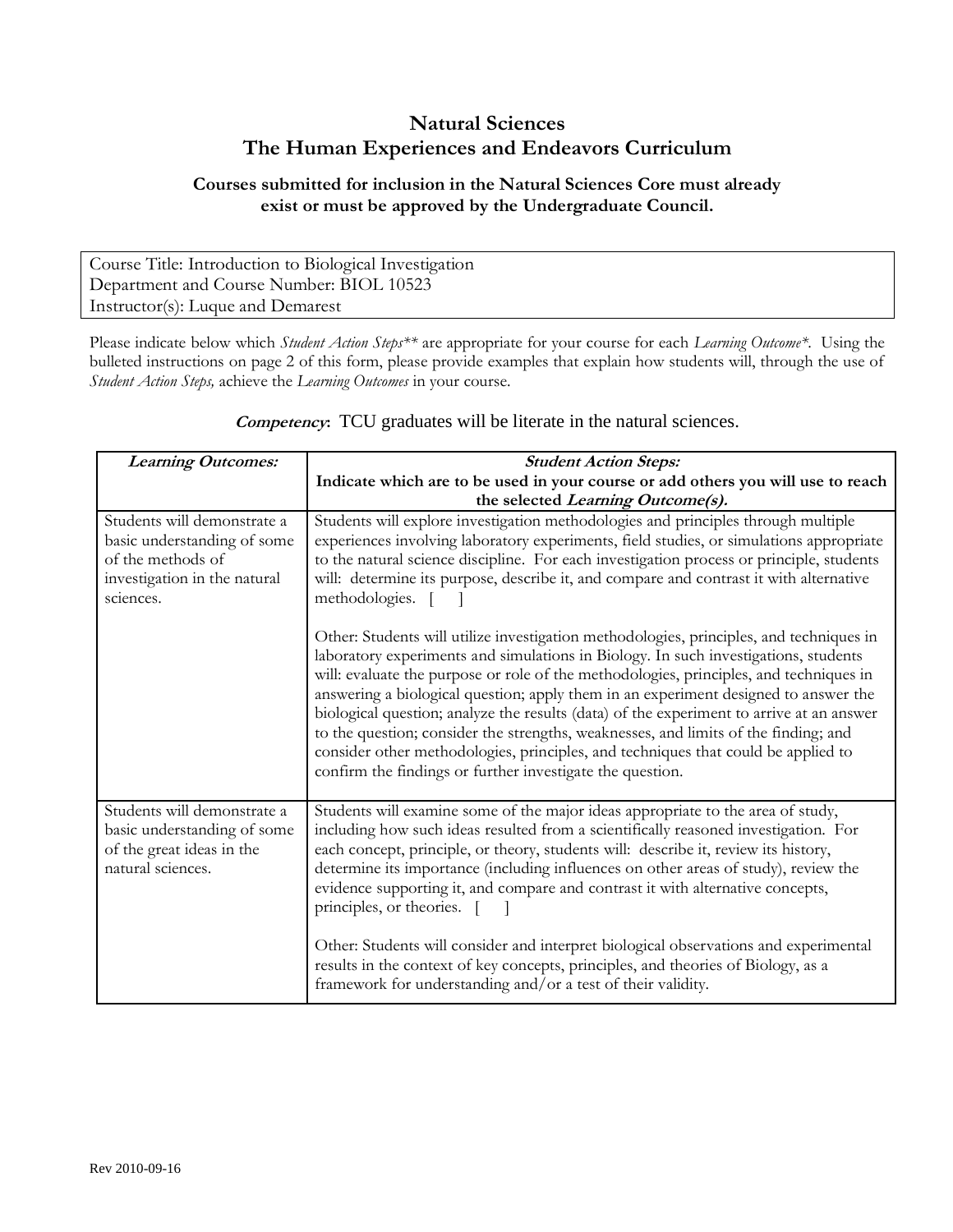# Natural Sciences
# The Human Experiences and Endeavors Curriculum

**Courses submitted for inclusion in the Natural Sciences Core must already exist or must be approved by the Undergraduate Council.**

| Course Title: Introduction to Biological Investigation<br>Department and Course Number: BIOL 10523<br>Instructor(s): Luque and Demarest |
|---|

Please indicate below which *Student Action Steps*** are appropriate for your course for each *Learning Outcome**. Using the bulleted instructions on page 2 of this form, please provide examples that explain how students will, through the use of *Student Action Steps,* achieve the *Learning Outcomes* in your course.

***Competency***: TCU graduates will be literate in the natural sciences.

| ***Learning Outcomes:*** | ***Student Action Steps:***<br>**Indicate which are to be used in your course or add others you will use to reach the selected *Learning Outcome(s).*** |
|---|---|
| Students will demonstrate a basic understanding of some of the methods of investigation in the natural sciences. | Students will explore investigation methodologies and principles through multiple experiences involving laboratory experiments, field studies, or simulations appropriate to the natural science discipline. For each investigation process or principle, students will: determine its purpose, describe it, and compare and contrast it with alternative methodologies. [ ]<br><br>Other: Students will utilize investigation methodologies, principles, and techniques in laboratory experiments and simulations in Biology. In such investigations, students will: evaluate the purpose or role of the methodologies, principles, and techniques in answering a biological question; apply them in an experiment designed to answer the biological question; analyze the results (data) of the experiment to arrive at an answer to the question; consider the strengths, weaknesses, and limits of the finding; and consider other methodologies, principles, and techniques that could be applied to confirm the findings or further investigate the question. |
| Students will demonstrate a basic understanding of some of the great ideas in the natural sciences. | Students will examine some of the major ideas appropriate to the area of study, including how such ideas resulted from a scientifically reasoned investigation. For each concept, principle, or theory, students will: describe it, review its history, determine its importance (including influences on other areas of study), review the evidence supporting it, and compare and contrast it with alternative concepts, principles, or theories. [ ]<br><br>Other: Students will consider and interpret biological observations and experimental results in the context of key concepts, principles, and theories of Biology, as a framework for understanding and/or a test of their validity. |

Rev 2010-09-16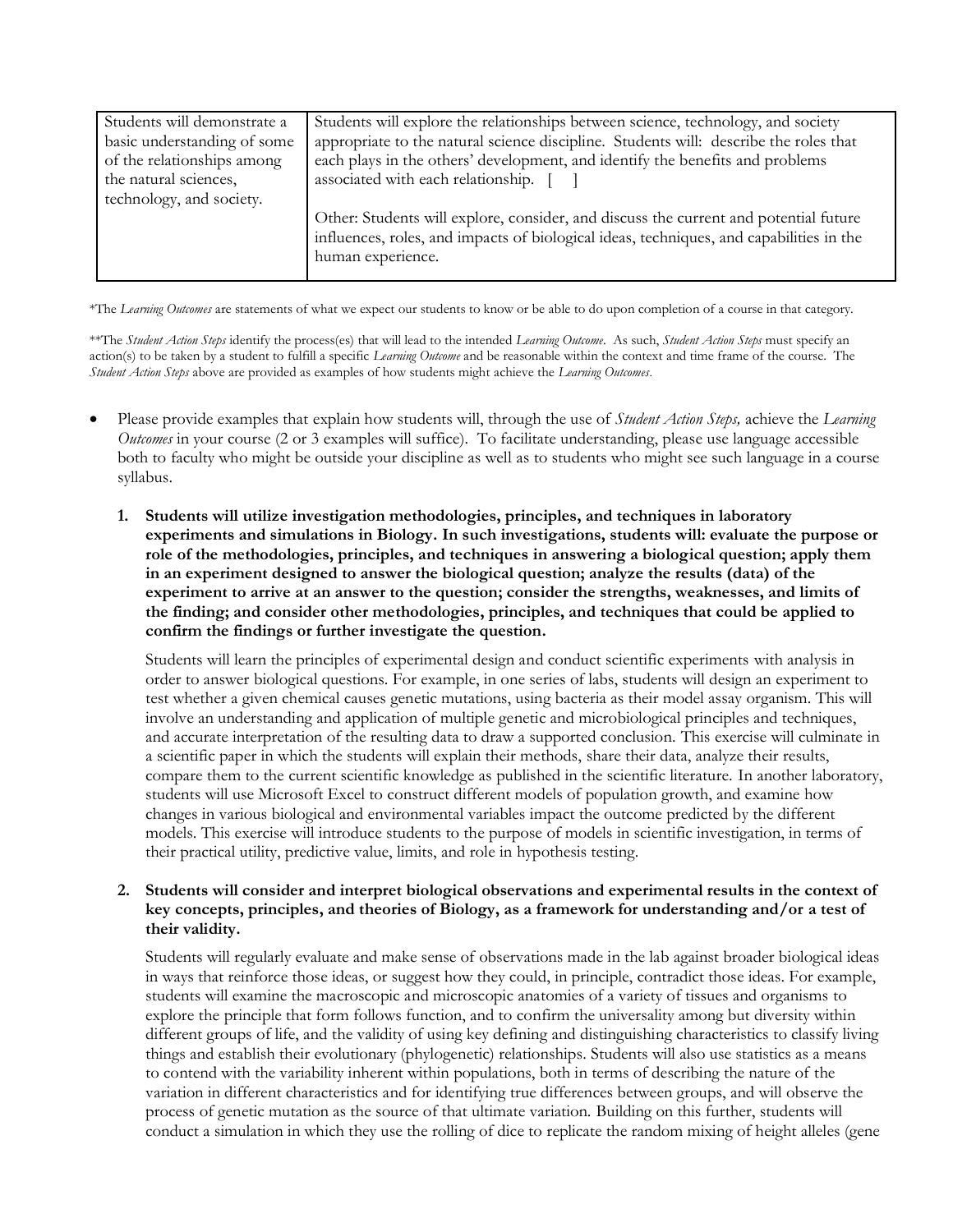| | |
|---|---|
| Students will demonstrate a basic understanding of some of the relationships among the natural sciences, technology, and society. | Students will explore the relationships between science, technology, and society appropriate to the natural science discipline. Students will: describe the roles that each plays in the others' development, and identify the benefits and problems associated with each relationship. [ ]<br><br>Other: Students will explore, consider, and discuss the current and potential future influences, roles, and impacts of biological ideas, techniques, and capabilities in the human experience. |

*The *Learning Outcomes* are statements of what we expect our students to know or be able to do upon completion of a course in that category.

**The *Student Action Steps* identify the process(es) that will lead to the intended *Learning Outcome*. As such, *Student Action Steps* must specify an action(s) to be taken by a student to fulfill a specific *Learning Outcome* and be reasonable within the context and time frame of the course. The *Student Action Steps* above are provided as examples of how students might achieve the *Learning Outcomes*.

- Please provide examples that explain how students will, through the use of *Student Action Steps,* achieve the *Learning Outcomes* in your course (2 or 3 examples will suffice). To facilitate understanding, please use language accessible both to faculty who might be outside your discipline as well as to students who might see such language in a course syllabus.

1. **Students will utilize investigation methodologies, principles, and techniques in laboratory experiments and simulations in Biology. In such investigations, students will: evaluate the purpose or role of the methodologies, principles, and techniques in answering a biological question; apply them in an experiment designed to answer the biological question; analyze the results (data) of the experiment to arrive at an answer to the question; consider the strengths, weaknesses, and limits of the finding; and consider other methodologies, principles, and techniques that could be applied to confirm the findings or further investigate the question.**

   Students will learn the principles of experimental design and conduct scientific experiments with analysis in order to answer biological questions. For example, in one series of labs, students will design an experiment to test whether a given chemical causes genetic mutations, using bacteria as their model assay organism. This will involve an understanding and application of multiple genetic and microbiological principles and techniques, and accurate interpretation of the resulting data to draw a supported conclusion. This exercise will culminate in a scientific paper in which the students will explain their methods, share their data, analyze their results, compare them to the current scientific knowledge as published in the scientific literature. In another laboratory, students will use Microsoft Excel to construct different models of population growth, and examine how changes in various biological and environmental variables impact the outcome predicted by the different models. This exercise will introduce students to the purpose of models in scientific investigation, in terms of their practical utility, predictive value, limits, and role in hypothesis testing.

2. **Students will consider and interpret biological observations and experimental results in the context of key concepts, principles, and theories of Biology, as a framework for understanding and/or a test of their validity.**

   Students will regularly evaluate and make sense of observations made in the lab against broader biological ideas in ways that reinforce those ideas, or suggest how they could, in principle, contradict those ideas. For example, students will examine the macroscopic and microscopic anatomies of a variety of tissues and organisms to explore the principle that form follows function, and to confirm the universality among but diversity within different groups of life, and the validity of using key defining and distinguishing characteristics to classify living things and establish their evolutionary (phylogenetic) relationships. Students will also use statistics as a means to contend with the variability inherent within populations, both in terms of describing the nature of the variation in different characteristics and for identifying true differences between groups, and will observe the process of genetic mutation as the source of that ultimate variation. Building on this further, students will conduct a simulation in which they use the rolling of dice to replicate the random mixing of height alleles (gene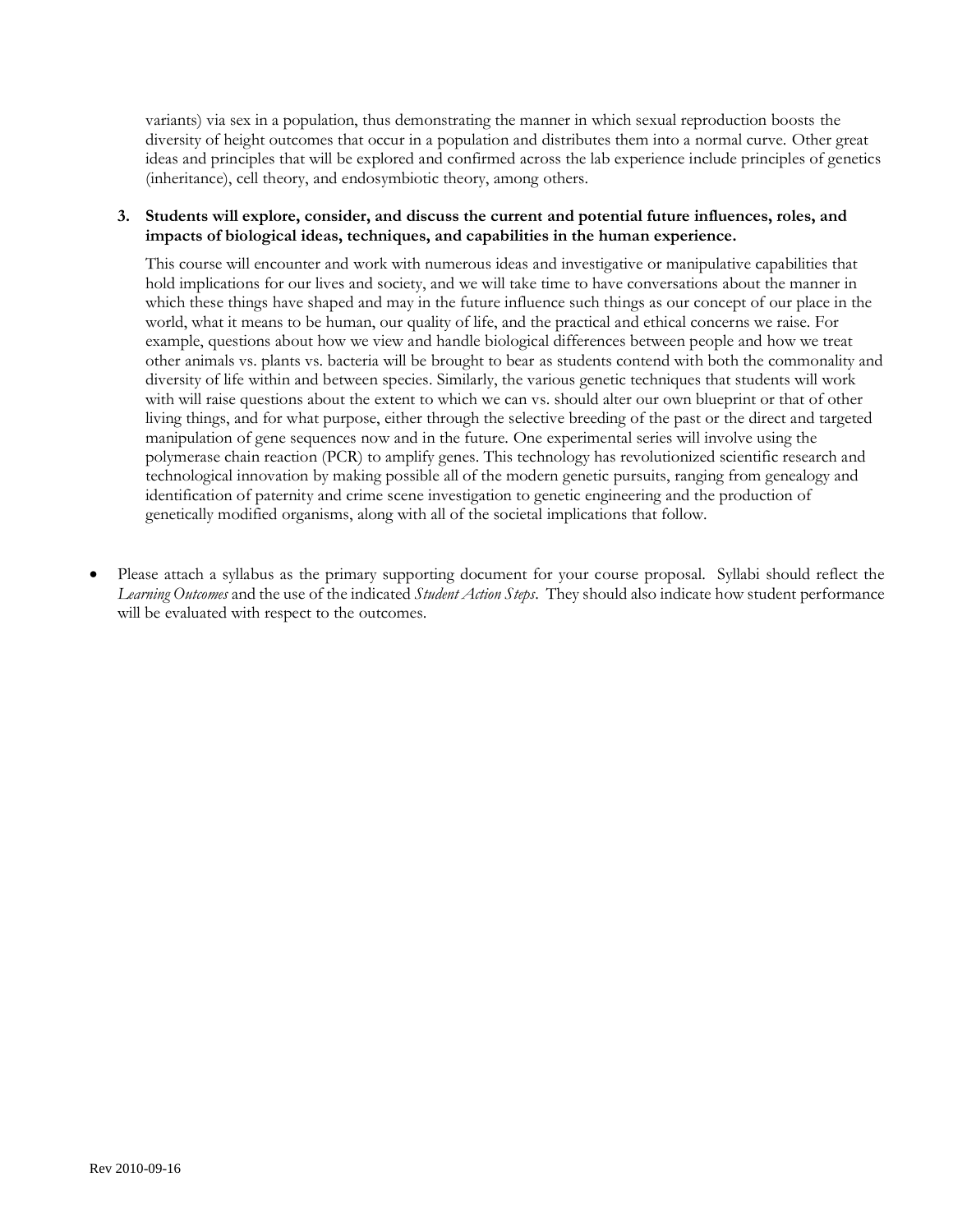variants) via sex in a population, thus demonstrating the manner in which sexual reproduction boosts the diversity of height outcomes that occur in a population and distributes them into a normal curve. Other great ideas and principles that will be explored and confirmed across the lab experience include principles of genetics (inheritance), cell theory, and endosymbiotic theory, among others.

3. **Students will explore, consider, and discuss the current and potential future influences, roles, and impacts of biological ideas, techniques, and capabilities in the human experience.**

   This course will encounter and work with numerous ideas and investigative or manipulative capabilities that hold implications for our lives and society, and we will take time to have conversations about the manner in which these things have shaped and may in the future influence such things as our concept of our place in the world, what it means to be human, our quality of life, and the practical and ethical concerns we raise. For example, questions about how we view and handle biological differences between people and how we treat other animals vs. plants vs. bacteria will be brought to bear as students contend with both the commonality and diversity of life within and between species. Similarly, the various genetic techniques that students will work with will raise questions about the extent to which we can vs. should alter our own blueprint or that of other living things, and for what purpose, either through the selective breeding of the past or the direct and targeted manipulation of gene sequences now and in the future. One experimental series will involve using the polymerase chain reaction (PCR) to amplify genes. This technology has revolutionized scientific research and technological innovation by making possible all of the modern genetic pursuits, ranging from genealogy and identification of paternity and crime scene investigation to genetic engineering and the production of genetically modified organisms, along with all of the societal implications that follow.

- Please attach a syllabus as the primary supporting document for your course proposal. Syllabi should reflect the *Learning Outcomes* and the use of the indicated *Student Action Steps*. They should also indicate how student performance will be evaluated with respect to the outcomes.

Rev 2010-09-16